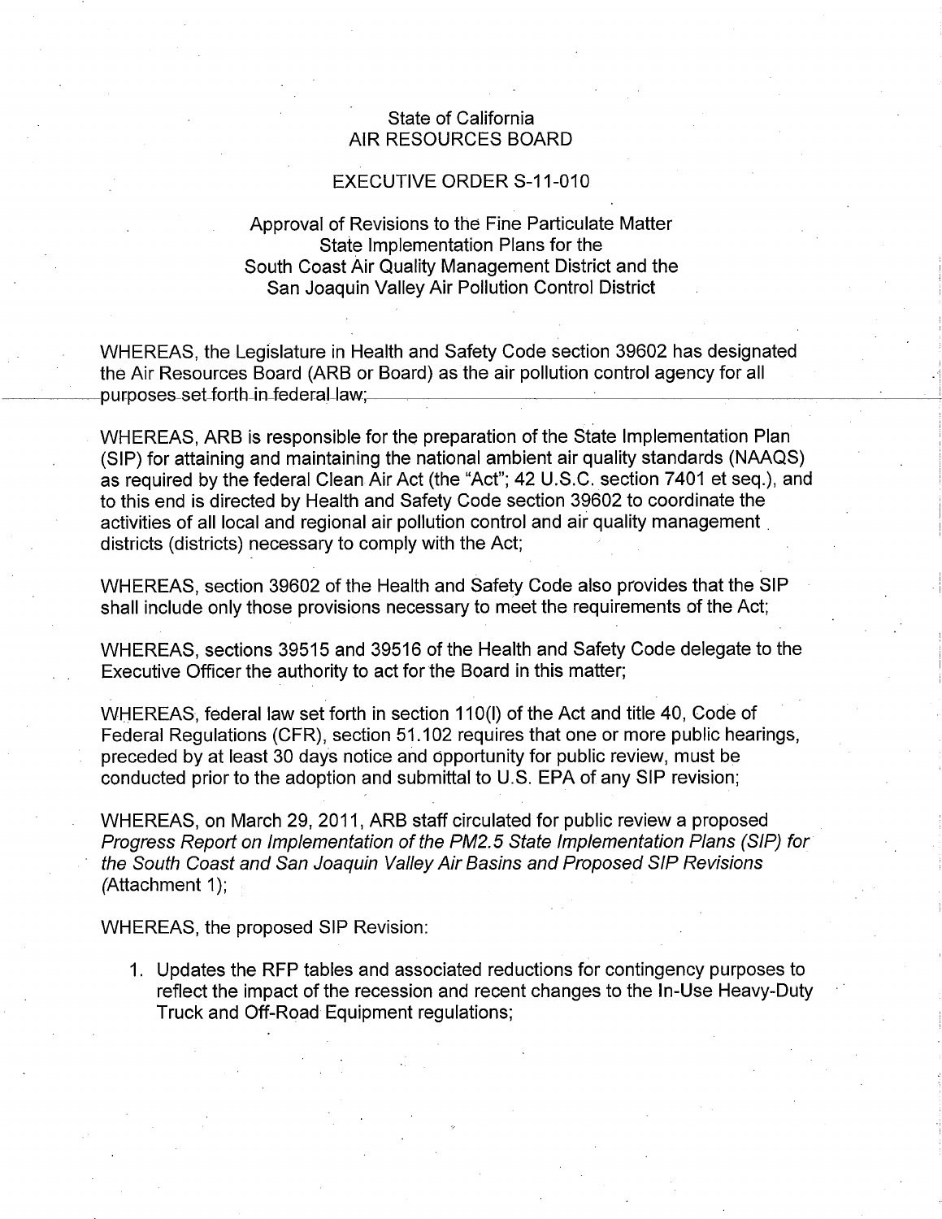State of California
AIR RESOURCES BOARD

EXECUTIVE ORDER S-11-010

Approval of Revisions to the Fine Particulate Matter State Implementation Plans for the South Coast Air Quality Management District and the San Joaquin Valley Air Pollution Control District

WHEREAS, the Legislature in Health and Safety Code section 39602 has designated the Air Resources Board (ARB or Board) as the air pollution control agency for all purposes set forth in federal law;

WHEREAS, ARB is responsible for the preparation of the State Implementation Plan (SIP) for attaining and maintaining the national ambient air quality standards (NAAQS) as required by the federal Clean Air Act (the "Act"; 42 U.S.C. section 7401 et seq.), and to this end is directed by Health and Safety Code section 39602 to coordinate the activities of all local and regional air pollution control and air quality management districts (districts) necessary to comply with the Act;

WHEREAS, section 39602 of the Health and Safety Code also provides that the SIP shall include only those provisions necessary to meet the requirements of the Act;

WHEREAS, sections 39515 and 39516 of the Health and Safety Code delegate to the Executive Officer the authority to act for the Board in this matter;

WHEREAS, federal law set forth in section 110(l) of the Act and title 40, Code of Federal Regulations (CFR), section 51.102 requires that one or more public hearings, preceded by at least 30 days notice and opportunity for public review, must be conducted prior to the adoption and submittal to U.S. EPA of any SIP revision;

WHEREAS, on March 29, 2011, ARB staff circulated for public review a proposed *Progress Report on Implementation of the PM2.5 State Implementation Plans (SIP) for the South Coast and San Joaquin Valley Air Basins and Proposed SIP Revisions* (Attachment 1);

WHEREAS, the proposed SIP Revision:

1. Updates the RFP tables and associated reductions for contingency purposes to reflect the impact of the recession and recent changes to the In-Use Heavy-Duty Truck and Off-Road Equipment regulations;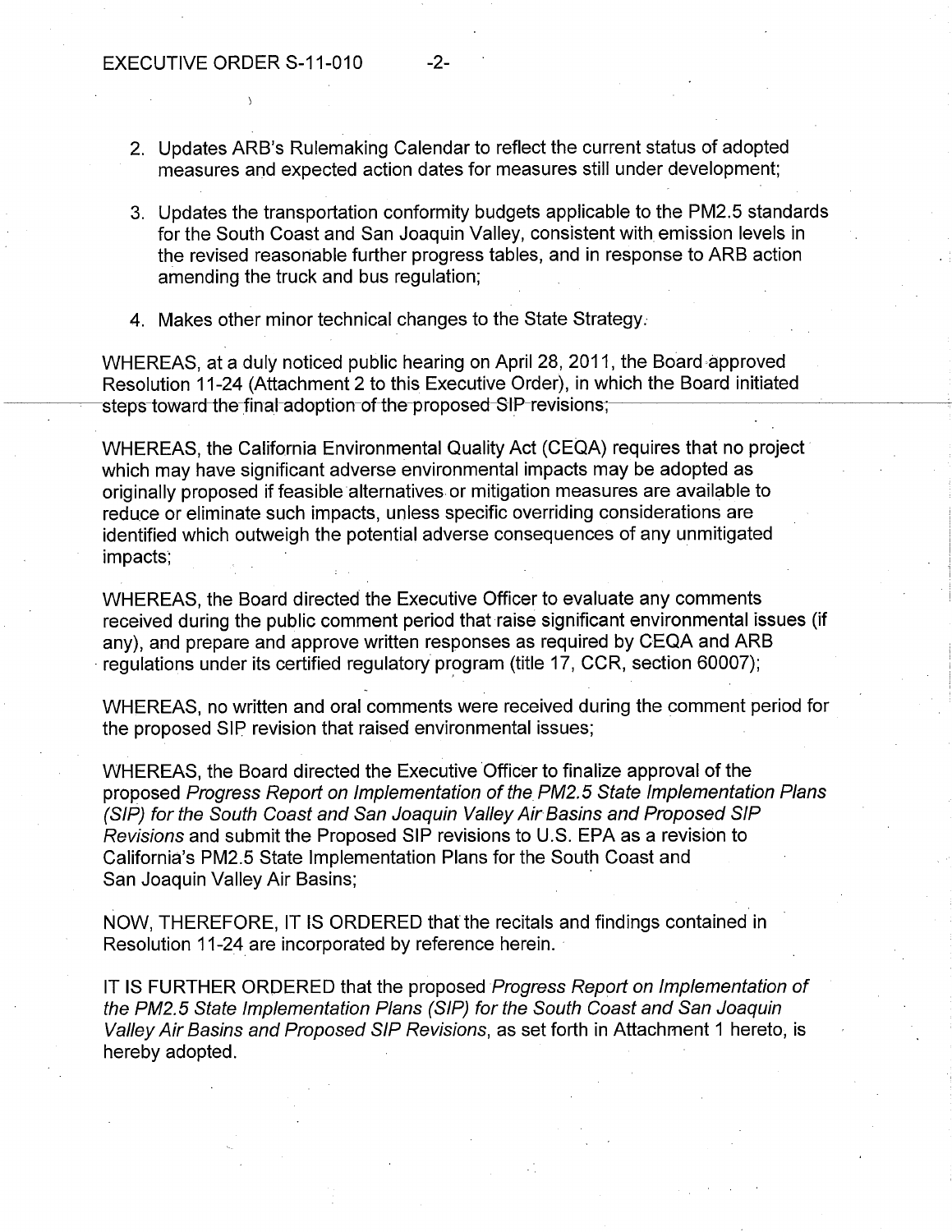2. Updates ARB's Rulemaking Calendar to reflect the current status of adopted measures and expected action dates for measures still under development;

3. Updates the transportation conformity budgets applicable to the PM2.5 standards for the South Coast and San Joaquin Valley, consistent with emission levels in the revised reasonable further progress tables, and in response to ARB action amending the truck and bus regulation;

4. Makes other minor technical changes to the State Strategy.

WHEREAS, at a duly noticed public hearing on April 28, 2011, the Board approved Resolution 11-24 (Attachment 2 to this Executive Order), in which the Board initiated steps toward the final adoption of the proposed SIP revisions;

WHEREAS, the California Environmental Quality Act (CEQA) requires that no project which may have significant adverse environmental impacts may be adopted as originally proposed if feasible alternatives or mitigation measures are available to reduce or eliminate such impacts, unless specific overriding considerations are identified which outweigh the potential adverse consequences of any unmitigated impacts;

WHEREAS, the Board directed the Executive Officer to evaluate any comments received during the public comment period that raise significant environmental issues (if any), and prepare and approve written responses as required by CEQA and ARB regulations under its certified regulatory program (title 17, CCR, section 60007);

WHEREAS, no written and oral comments were received during the comment period for the proposed SIP revision that raised environmental issues;

WHEREAS, the Board directed the Executive Officer to finalize approval of the proposed *Progress Report on Implementation of the PM2.5 State Implementation Plans (SIP) for the South Coast and San Joaquin Valley Air Basins and Proposed SIP Revisions* and submit the Proposed SIP revisions to U.S. EPA as a revision to California's PM2.5 State Implementation Plans for the South Coast and San Joaquin Valley Air Basins;

NOW, THEREFORE, IT IS ORDERED that the recitals and findings contained in Resolution 11-24 are incorporated by reference herein.

IT IS FURTHER ORDERED that the proposed *Progress Report on Implementation of the PM2.5 State Implementation Plans (SIP) for the South Coast and San Joaquin Valley Air Basins and Proposed SIP Revisions*, as set forth in Attachment 1 hereto, is hereby adopted.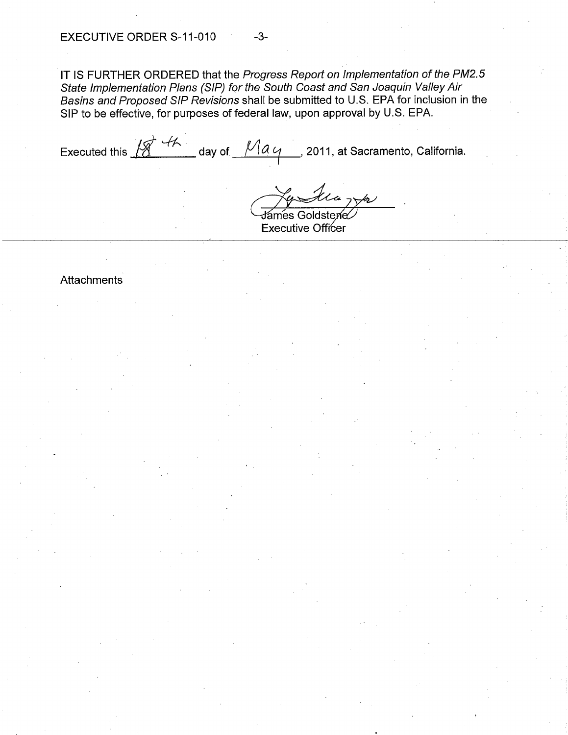IT IS FURTHER ORDERED that the *Progress Report on Implementation of the PM2.5 State Implementation Plans (SIP) for the South Coast and San Joaquin Valley Air Basins and Proposed SIP Revisions* shall be submitted to U.S. EPA for inclusion in the SIP to be effective, for purposes of federal law, upon approval by U.S. EPA.

Executed this 18th day of May, 2011, at Sacramento, California.

James Goldstene
Executive Officer

Attachments